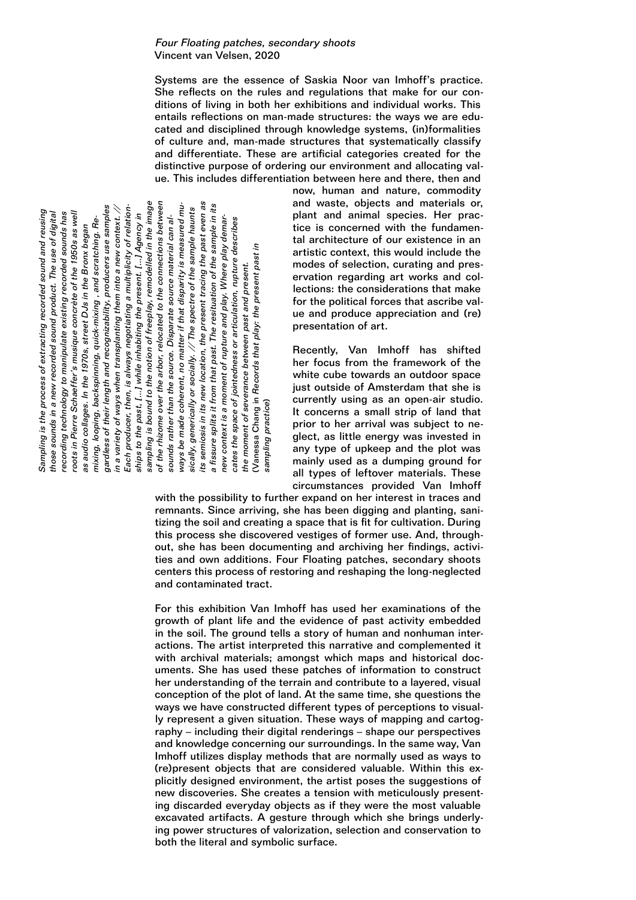*Four Floating patches, secondary shoots*
Vincent van Velsen, 2020

Systems are the essence of Saskia Noor van Imhoff's practice. She reflects on the rules and regulations that make for our conditions of living in both her exhibitions and individual works. This entails reflections on man-made structures: the ways we are educated and disciplined through knowledge systems, (in)formalities of culture and, man-made structures that systematically classify and differentiate. These are artificial categories created for the distinctive purpose of ordering our environment and allocating value. This includes differentiation between here and there, then and now, human and nature, commodity and waste, objects and materials or, plant and animal species. Her practice is concerned with the fundamental architecture of our existence in an artistic context, this would include the modes of selection, curating and preservation regarding art works and collections: the considerations that make for the political forces that ascribe value and produce appreciation and (re) presentation of art.

*Sampling is the process of extracting recorded sound and reusing those sounds in a new recorded sound product. The use of digital recording technology to manipulate existing recorded sounds has roots in Pierre Schaeffer's musique concrète of the 1950s as well as audio collages. In the 1970s, street DJs in the Bronx began mixing, looping, backspinning, quick-mixing , and scratching. Regardless of their length and recognizability, producers use samples in a variety of ways when transplanting them into a new context. // Each producer, then, is always negotiating a multiplicity of relationships to the past, [...] while inhabiting the present. [...] Agency in sampling is bound to the notion of freeplay, remodelled in the image of the rhizome over the arbor, relocated to the connections between sounds rather than the source. Disparate source material can always be made coherent, no matter if that disparity is measured musically, generically or socially. // The spectre of the sample haunts its semiosis in its new location, the present tracing the past even as a fissure splits it from that past. The resituation of the sample in its new context is a moment of rupture and play. Where play demarcates the space of jointedness or articulation, rupture describes the moment of severance between past and present.*
(Vanessa Chang in *Records that play: the present past in sampling practice*)

Recently, Van Imhoff has shifted her focus from the framework of the white cube towards an outdoor space just outside of Amsterdam that she is currently using as an open-air studio. It concerns a small strip of land that prior to her arrival was subject to neglect, as little energy was invested in any type of upkeep and the plot was mainly used as a dumping ground for all types of leftover materials. These circumstances provided Van Imhoff with the possibility to further expand on her interest in traces and remnants. Since arriving, she has been digging and planting, sanitizing the soil and creating a space that is fit for cultivation. During this process she discovered vestiges of former use. And, throughout, she has been documenting and archiving her findings, activities and own additions. Four Floating patches, secondary shoots centers this process of restoring and reshaping the long-neglected and contaminated tract.

For this exhibition Van Imhoff has used her examinations of the growth of plant life and the evidence of past activity embedded in the soil. The ground tells a story of human and nonhuman interactions. The artist interpreted this narrative and complemented it with archival materials; amongst which maps and historical documents. She has used these patches of information to construct her understanding of the terrain and contribute to a layered, visual conception of the plot of land. At the same time, she questions the ways we have constructed different types of perceptions to visually represent a given situation. These ways of mapping and cartography – including their digital renderings – shape our perspectives and knowledge concerning our surroundings. In the same way, Van Imhoff utilizes display methods that are normally used as ways to (re)present objects that are considered valuable. Within this explicitly designed environment, the artist poses the suggestions of new discoveries. She creates a tension with meticulously presenting discarded everyday objects as if they were the most valuable excavated artifacts. A gesture through which she brings underlying power structures of valorization, selection and conservation to both the literal and symbolic surface.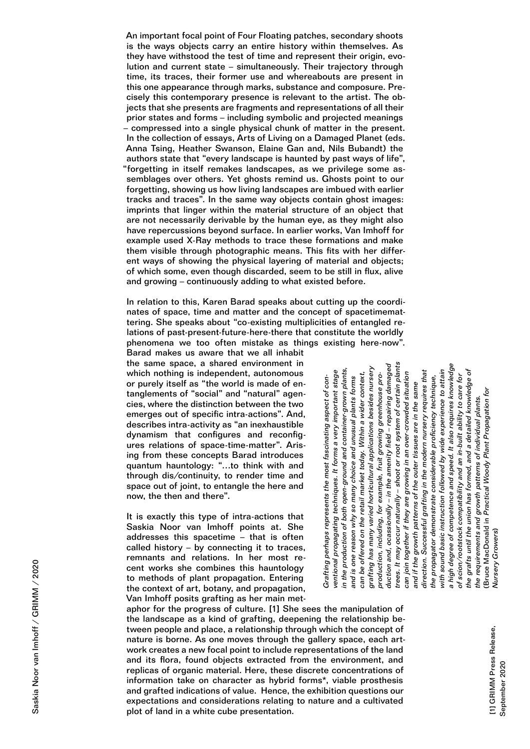An important focal point of Four Floating patches, secondary shoots is the ways objects carry an entire history within themselves. As they have withstood the test of time and represent their origin, evolution and current state – simultaneously. Their trajectory through time, its traces, their former use and whereabouts are present in this one appearance through marks, substance and composure. Precisely this contemporary presence is relevant to the artist. The objects that she presents are fragments and representations of all their prior states and forms – including symbolic and projected meanings – compressed into a single physical chunk of matter in the present. In the collection of essays, Arts of Living on a Damaged Planet (eds. Anna Tsing, Heather Swanson, Elaine Gan and, Nils Bubandt) the authors state that "every landscape is haunted by past ways of life", "forgetting in itself remakes landscapes, as we privilege some assemblages over others. Yet ghosts remind us. Ghosts point to our forgetting, showing us how living landscapes are imbued with earlier tracks and traces". In the same way objects contain ghost images: imprints that linger within the material structure of an object that are not necessarily derivable by the human eye, as they might also have repercussions beyond surface. In earlier works, Van Imhoff for example used X-Ray methods to trace these formations and make them visible through photographic means. This fits with her different ways of showing the physical layering of material and objects; of which some, even though discarded, seem to be still in flux, alive and growing – continuously adding to what existed before.

In relation to this, Karen Barad speaks about cutting up the coordinates of space, time and matter and the concept of spacetimemattering. She speaks about "co-existing multiplicities of entangled relations of past-present-future-here-there that constitute the worldly phenomena we too often mistake as things existing here-now". Barad makes us aware that we all inhabit the same space, a shared environment in which nothing is independent, autonomous or purely itself as "the world is made of entanglements of "social" and "natural" agencies, where the distinction between the two emerges out of specific intra-actions". And, describes intra-activity as "an inexhaustible dynamism that configures and reconfigures relations of space-time-matter". Arising from these concepts Barad introduces quantum hauntology: "…to think with and through dis/continuity, to render time and space out of joint, to entangle the here and now, the then and there".

It is exactly this type of intra-actions that Saskia Noor van Imhoff points at. She addresses this spacetime – that is often called history – by connecting it to traces, remnants and relations. In her most recent works she combines this hauntology to methods of plant propagation. Entering the context of art, botany, and propagation, Van Imhoff posits grafting as her main metaphor for the progress of culture. [1] She sees the manipulation of the landscape as a kind of grafting, deepening the relationship between people and place, a relationship through which the concept of nature is borne. As one moves through the gallery space, each artwork creates a new focal point to include representations of the land and its flora, found objects extracted from the environment, and replicas of organic material. Here, these discrete concentrations of information take on character as hybrid forms*, viable prosthesis and grafted indications of value. Hence, the exhibition questions our expectations and considerations relating to nature and a cultivated plot of land in a white cube presentation.

*Grafting perhaps represents the most fascinating aspect of conventional propagating techniques. It forms a very important stage in the production of both open-ground and container-grown plants, and is one reason why so many choice and unusual plants forms can be offered on the retail market today. Within a wider context, grafting has many varied horticultural applications besides nursery production, including, for example, fruit growing greenhouse production and, ocassionally – in the amenity field – repairing damaged trees. It may occur naturally – shoot or root system of certain plants can join together if they are growing in an over-crowded situation and if the growth patterns of the outer tissues are in the same direction. Successful grafting in the modern nursery requires that the propagator demonstrate considerable proficiency technique, with sound basic instruction followed by wide experience to attain a high degree of competence and speed. It also requires knowledge of scion/rootstock compatibility and an in-built ability to care for the grafts until the union has formed, and a detailed knowledge of the requirements and growth patterns of individual plants.*
(Bruce MacDonald in *Practical Woody Plant Propagation for Nursery Growers*)

[1] GRIMM Press Release, September 2020